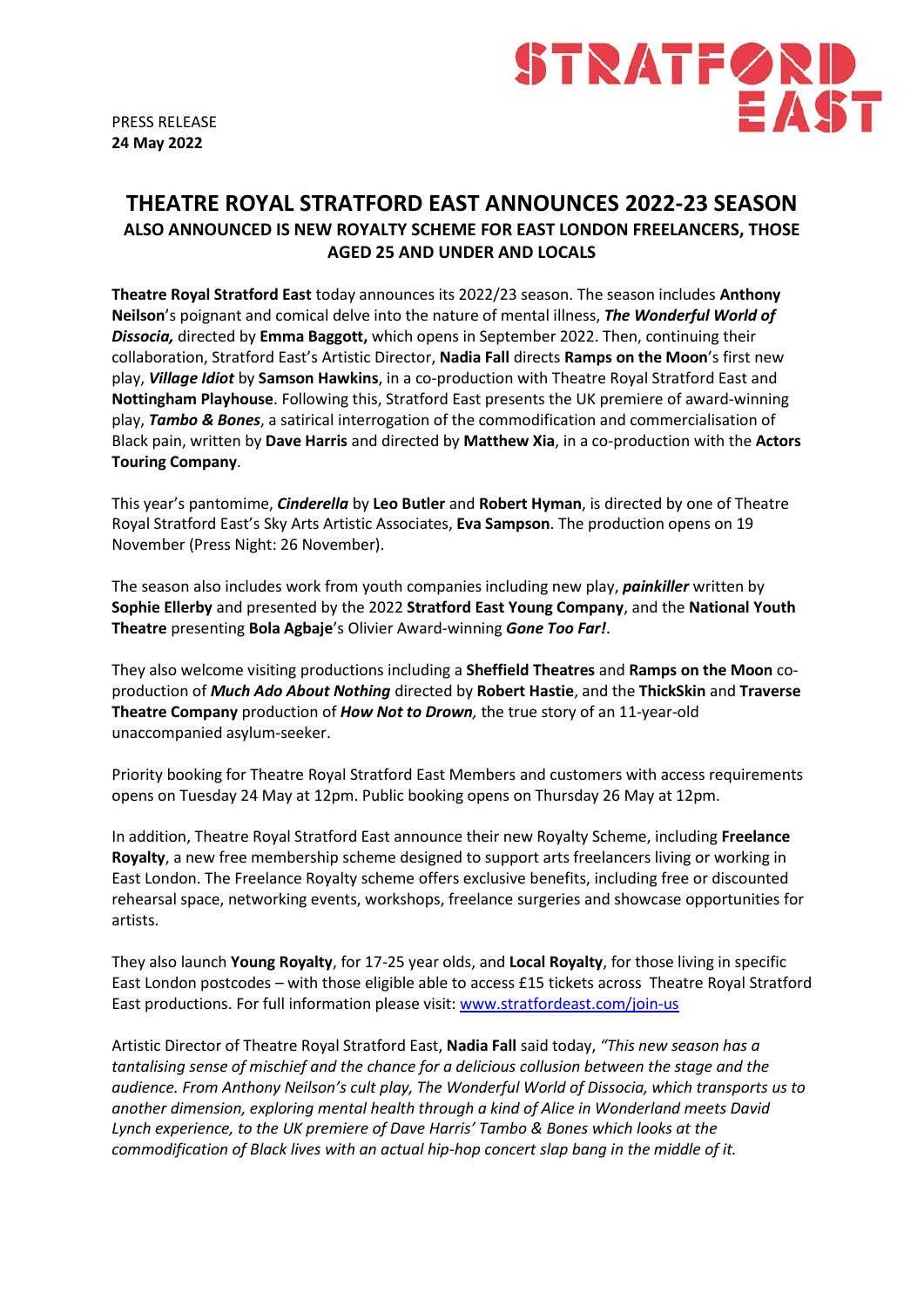STRATFORD EAST

PRESS RELEASE
**24 May 2022**

# THEATRE ROYAL STRATFORD EAST ANNOUNCES 2022-23 SEASON

## ALSO ANNOUNCED IS NEW ROYALTY SCHEME FOR EAST LONDON FREELANCERS, THOSE AGED 25 AND UNDER AND LOCALS

**Theatre Royal Stratford East** today announces its 2022/23 season. The season includes **Anthony Neilson**'s poignant and comical delve into the nature of mental illness, ***The Wonderful World of Dissocia,*** directed by **Emma Baggott,** which opens in September 2022. Then, continuing their collaboration, Stratford East's Artistic Director, **Nadia Fall** directs **Ramps on the Moon**'s first new play, ***Village Idiot*** by **Samson Hawkins**, in a co-production with Theatre Royal Stratford East and **Nottingham Playhouse**. Following this, Stratford East presents the UK premiere of award-winning play, ***Tambo & Bones***, a satirical interrogation of the commodification and commercialisation of Black pain, written by **Dave Harris** and directed by **Matthew Xia**, in a co-production with the **Actors Touring Company**.

This year's pantomime, ***Cinderella*** by **Leo Butler** and **Robert Hyman**, is directed by one of Theatre Royal Stratford East's Sky Arts Artistic Associates, **Eva Sampson**. The production opens on 19 November (Press Night: 26 November).

The season also includes work from youth companies including new play, ***painkiller*** written by **Sophie Ellerby** and presented by the 2022 **Stratford East Young Company**, and the **National Youth Theatre** presenting **Bola Agbaje**'s Olivier Award-winning ***Gone Too Far!***.

They also welcome visiting productions including a **Sheffield Theatres** and **Ramps on the Moon** co-production of ***Much Ado About Nothing*** directed by **Robert Hastie**, and the **ThickSkin** and **Traverse Theatre Company** production of ***How Not to Drown,*** the true story of an 11-year-old unaccompanied asylum-seeker.

Priority booking for Theatre Royal Stratford East Members and customers with access requirements opens on Tuesday 24 May at 12pm. Public booking opens on Thursday 26 May at 12pm.

In addition, Theatre Royal Stratford East announce their new Royalty Scheme, including **Freelance Royalty**, a new free membership scheme designed to support arts freelancers living or working in East London. The Freelance Royalty scheme offers exclusive benefits, including free or discounted rehearsal space, networking events, workshops, freelance surgeries and showcase opportunities for artists.

They also launch **Young Royalty**, for 17-25 year olds, and **Local Royalty**, for those living in specific East London postcodes – with those eligible able to access £15 tickets across Theatre Royal Stratford East productions. For full information please visit: [www.stratfordeast.com/join-us](www.stratfordeast.com/join-us)

Artistic Director of Theatre Royal Stratford East, **Nadia Fall** said today, *"This new season has a tantalising sense of mischief and the chance for a delicious collusion between the stage and the audience. From Anthony Neilson's cult play, The Wonderful World of Dissocia, which transports us to another dimension, exploring mental health through a kind of Alice in Wonderland meets David Lynch experience, to the UK premiere of Dave Harris' Tambo & Bones which looks at the commodification of Black lives with an actual hip-hop concert slap bang in the middle of it.*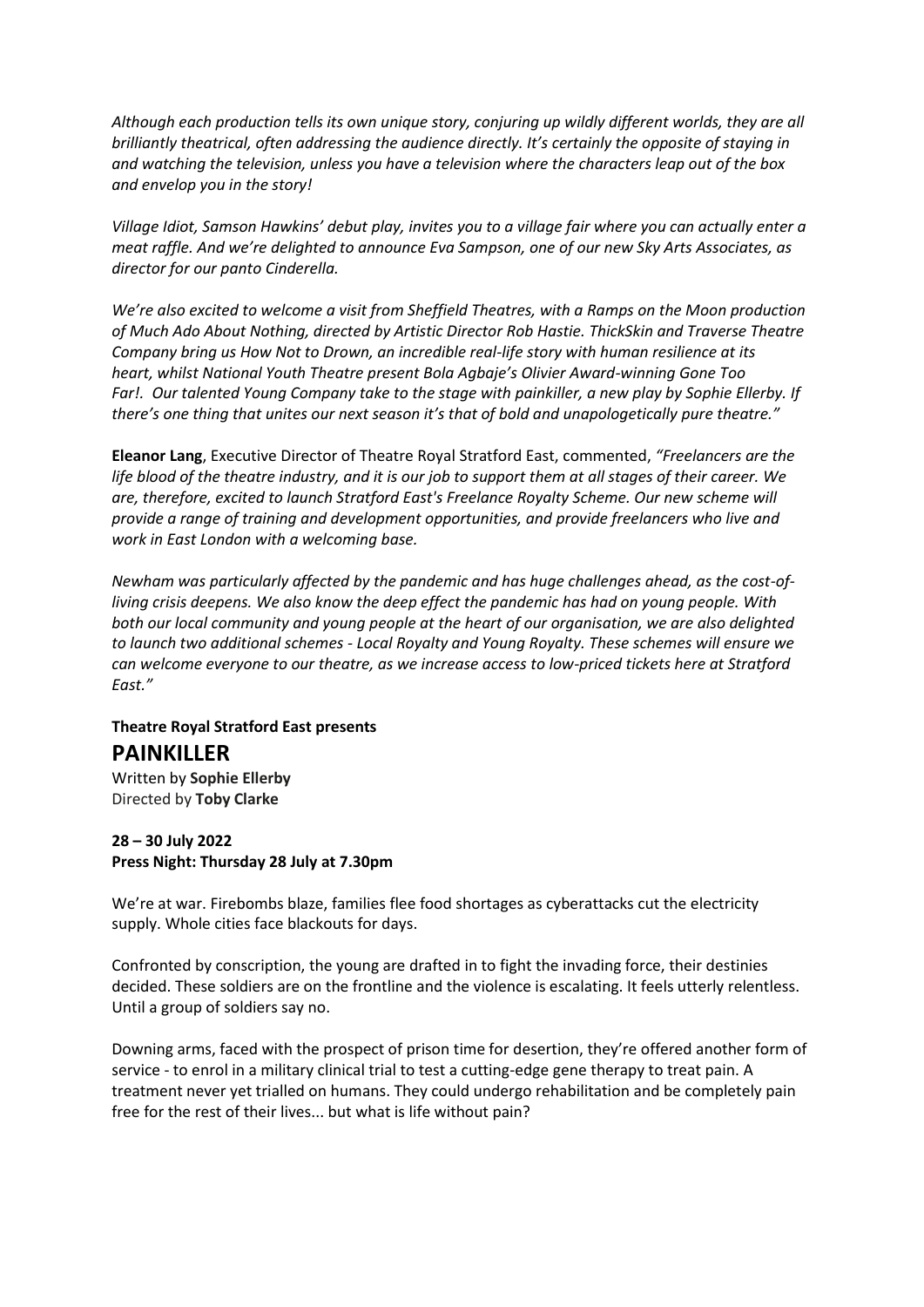*Although each production tells its own unique story, conjuring up wildly different worlds, they are all brilliantly theatrical, often addressing the audience directly. It's certainly the opposite of staying in and watching the television, unless you have a television where the characters leap out of the box and envelop you in the story!*

*Village Idiot, Samson Hawkins' debut play, invites you to a village fair where you can actually enter a meat raffle. And we're delighted to announce Eva Sampson, one of our new Sky Arts Associates, as director for our panto Cinderella.*

*We're also excited to welcome a visit from Sheffield Theatres, with a Ramps on the Moon production of Much Ado About Nothing, directed by Artistic Director Rob Hastie. ThickSkin and Traverse Theatre Company bring us How Not to Drown, an incredible real-life story with human resilience at its heart, whilst National Youth Theatre present Bola Agbaje's Olivier Award-winning Gone Too Far!. Our talented Young Company take to the stage with painkiller, a new play by Sophie Ellerby. If there's one thing that unites our next season it's that of bold and unapologetically pure theatre."*

**Eleanor Lang**, Executive Director of Theatre Royal Stratford East, commented, *"Freelancers are the life blood of the theatre industry, and it is our job to support them at all stages of their career. We are, therefore, excited to launch Stratford East's Freelance Royalty Scheme. Our new scheme will provide a range of training and development opportunities, and provide freelancers who live and work in East London with a welcoming base.*

*Newham was particularly affected by the pandemic and has huge challenges ahead, as the cost-of-living crisis deepens. We also know the deep effect the pandemic has had on young people. With both our local community and young people at the heart of our organisation, we are also delighted to launch two additional schemes - Local Royalty and Young Royalty. These schemes will ensure we can welcome everyone to our theatre, as we increase access to low-priced tickets here at Stratford East."*

**Theatre Royal Stratford East presents**

## PAINKILLER

Written by **Sophie Ellerby**
Directed by **Toby Clarke**

**28 – 30 July 2022**
**Press Night: Thursday 28 July at 7.30pm**

We're at war. Firebombs blaze, families flee food shortages as cyberattacks cut the electricity supply. Whole cities face blackouts for days.

Confronted by conscription, the young are drafted in to fight the invading force, their destinies decided. These soldiers are on the frontline and the violence is escalating. It feels utterly relentless. Until a group of soldiers say no.

Downing arms, faced with the prospect of prison time for desertion, they're offered another form of service - to enrol in a military clinical trial to test a cutting-edge gene therapy to treat pain. A treatment never yet trialled on humans. They could undergo rehabilitation and be completely pain free for the rest of their lives... but what is life without pain?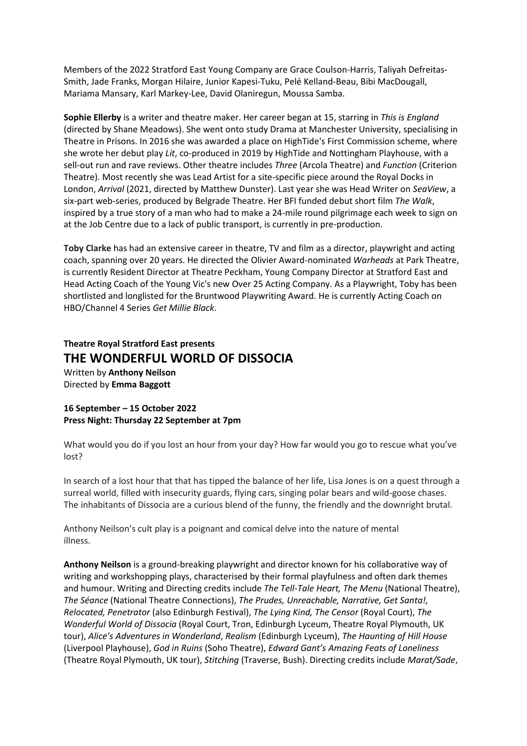Members of the 2022 Stratford East Young Company are Grace Coulson-Harris, Taliyah Defreitas-Smith, Jade Franks, Morgan Hilaire, Junior Kapesi-Tuku, Pelé Kelland-Beau, Bibi MacDougall, Mariama Mansary, Karl Markey-Lee, David Olaniregun, Moussa Samba.

**Sophie Ellerby** is a writer and theatre maker. Her career began at 15, starring in *This is England* (directed by Shane Meadows). She went onto study Drama at Manchester University, specialising in Theatre in Prisons. In 2016 she was awarded a place on HighTide's First Commission scheme, where she wrote her debut play *Lit*, co-produced in 2019 by HighTide and Nottingham Playhouse, with a sell-out run and rave reviews. Other theatre includes *Three* (Arcola Theatre) and *Function* (Criterion Theatre). Most recently she was Lead Artist for a site-specific piece around the Royal Docks in London, *Arrival* (2021, directed by Matthew Dunster). Last year she was Head Writer on *SeaView*, a six-part web-series, produced by Belgrade Theatre. Her BFI funded debut short film *The Walk*, inspired by a true story of a man who had to make a 24-mile round pilgrimage each week to sign on at the Job Centre due to a lack of public transport, is currently in pre-production.

**Toby Clarke** has had an extensive career in theatre, TV and film as a director, playwright and acting coach, spanning over 20 years. He directed the Olivier Award-nominated *Warheads* at Park Theatre, is currently Resident Director at Theatre Peckham, Young Company Director at Stratford East and Head Acting Coach of the Young Vic's new Over 25 Acting Company. As a Playwright, Toby has been shortlisted and longlisted for the Bruntwood Playwriting Award. He is currently Acting Coach on HBO/Channel 4 Series *Get Millie Black*.

**Theatre Royal Stratford East presents**

## THE WONDERFUL WORLD OF DISSOCIA

Written by **Anthony Neilson**
Directed by **Emma Baggott**

**16 September – 15 October 2022**
**Press Night: Thursday 22 September at 7pm**

What would you do if you lost an hour from your day? How far would you go to rescue what you've lost?

In search of a lost hour that that has tipped the balance of her life, Lisa Jones is on a quest through a surreal world, filled with insecurity guards, flying cars, singing polar bears and wild-goose chases. The inhabitants of Dissocia are a curious blend of the funny, the friendly and the downright brutal.

Anthony Neilson's cult play is a poignant and comical delve into the nature of mental illness.

**Anthony Neilson** is a ground-breaking playwright and director known for his collaborative way of writing and workshopping plays, characterised by their formal playfulness and often dark themes and humour. Writing and Directing credits include *The Tell-Tale Heart, The Menu* (National Theatre), *The Séance* (National Theatre Connections), *The Prudes, Unreachable, Narrative, Get Santa!, Relocated, Penetrator* (also Edinburgh Festival), *The Lying Kind, The Censor* (Royal Court), *The Wonderful World of Dissocia* (Royal Court, Tron, Edinburgh Lyceum, Theatre Royal Plymouth, UK tour), *Alice's Adventures in Wonderland*, *Realism* (Edinburgh Lyceum), *The Haunting of Hill House* (Liverpool Playhouse), *God in Ruins* (Soho Theatre), *Edward Gant's Amazing Feats of Loneliness* (Theatre Royal Plymouth, UK tour), *Stitching* (Traverse, Bush). Directing credits include *Marat/Sade*,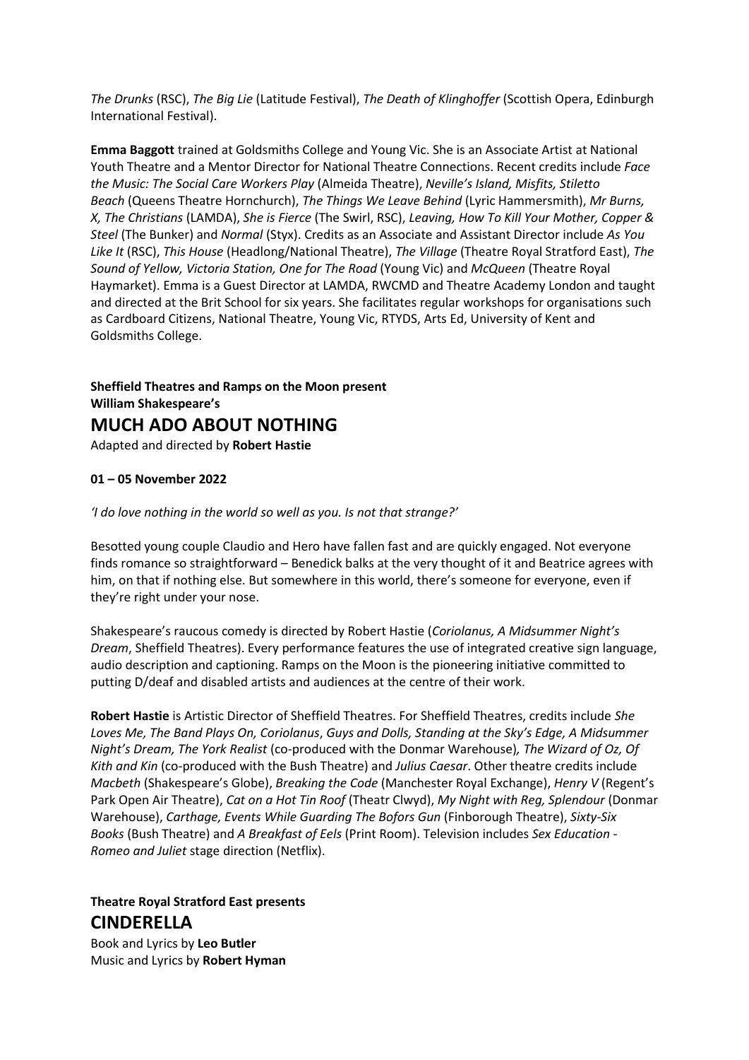*The Drunks* (RSC), *The Big Lie* (Latitude Festival), *The Death of Klinghoffer* (Scottish Opera, Edinburgh International Festival).

**Emma Baggott** trained at Goldsmiths College and Young Vic. She is an Associate Artist at National Youth Theatre and a Mentor Director for National Theatre Connections. Recent credits include *Face the Music: The Social Care Workers Play* (Almeida Theatre), *Neville's Island, Misfits, Stiletto Beach* (Queens Theatre Hornchurch), *The Things We Leave Behind* (Lyric Hammersmith), *Mr Burns, X, The Christians* (LAMDA), *She is Fierce* (The Swirl, RSC), *Leaving, How To Kill Your Mother, Copper & Steel* (The Bunker) and *Normal* (Styx). Credits as an Associate and Assistant Director include *As You Like It* (RSC), *This House* (Headlong/National Theatre), *The Village* (Theatre Royal Stratford East), *The Sound of Yellow, Victoria Station, One for The Road* (Young Vic) and *McQueen* (Theatre Royal Haymarket). Emma is a Guest Director at LAMDA, RWCMD and Theatre Academy London and taught and directed at the Brit School for six years. She facilitates regular workshops for organisations such as Cardboard Citizens, National Theatre, Young Vic, RTYDS, Arts Ed, University of Kent and Goldsmiths College.

**Sheffield Theatres and Ramps on the Moon present**
**William Shakespeare's**

## MUCH ADO ABOUT NOTHING

Adapted and directed by **Robert Hastie**

**01 – 05 November 2022**

*'I do love nothing in the world so well as you. Is not that strange?'*

Besotted young couple Claudio and Hero have fallen fast and are quickly engaged. Not everyone finds romance so straightforward – Benedick balks at the very thought of it and Beatrice agrees with him, on that if nothing else. But somewhere in this world, there's someone for everyone, even if they're right under your nose.

Shakespeare's raucous comedy is directed by Robert Hastie (*Coriolanus, A Midsummer Night's Dream*, Sheffield Theatres). Every performance features the use of integrated creative sign language, audio description and captioning. Ramps on the Moon is the pioneering initiative committed to putting D/deaf and disabled artists and audiences at the centre of their work.

**Robert Hastie** is Artistic Director of Sheffield Theatres. For Sheffield Theatres, credits include *She Loves Me, The Band Plays On, Coriolanus*, *Guys and Dolls, Standing at the Sky's Edge, A Midsummer Night's Dream, The York Realist* (co-produced with the Donmar Warehouse)*, The Wizard of Oz, Of Kith and Kin* (co-produced with the Bush Theatre) and *Julius Caesar*. Other theatre credits include *Macbeth* (Shakespeare's Globe), *Breaking the Code* (Manchester Royal Exchange), *Henry V* (Regent's Park Open Air Theatre), *Cat on a Hot Tin Roof* (Theatr Clwyd), *My Night with Reg, Splendour* (Donmar Warehouse), *Carthage, Events While Guarding The Bofors Gun* (Finborough Theatre), *Sixty-Six Books* (Bush Theatre) and *A Breakfast of Eels* (Print Room). Television includes *Sex Education - Romeo and Juliet* stage direction (Netflix).

**Theatre Royal Stratford East presents**

## CINDERELLA

Book and Lyrics by **Leo Butler**
Music and Lyrics by **Robert Hyman**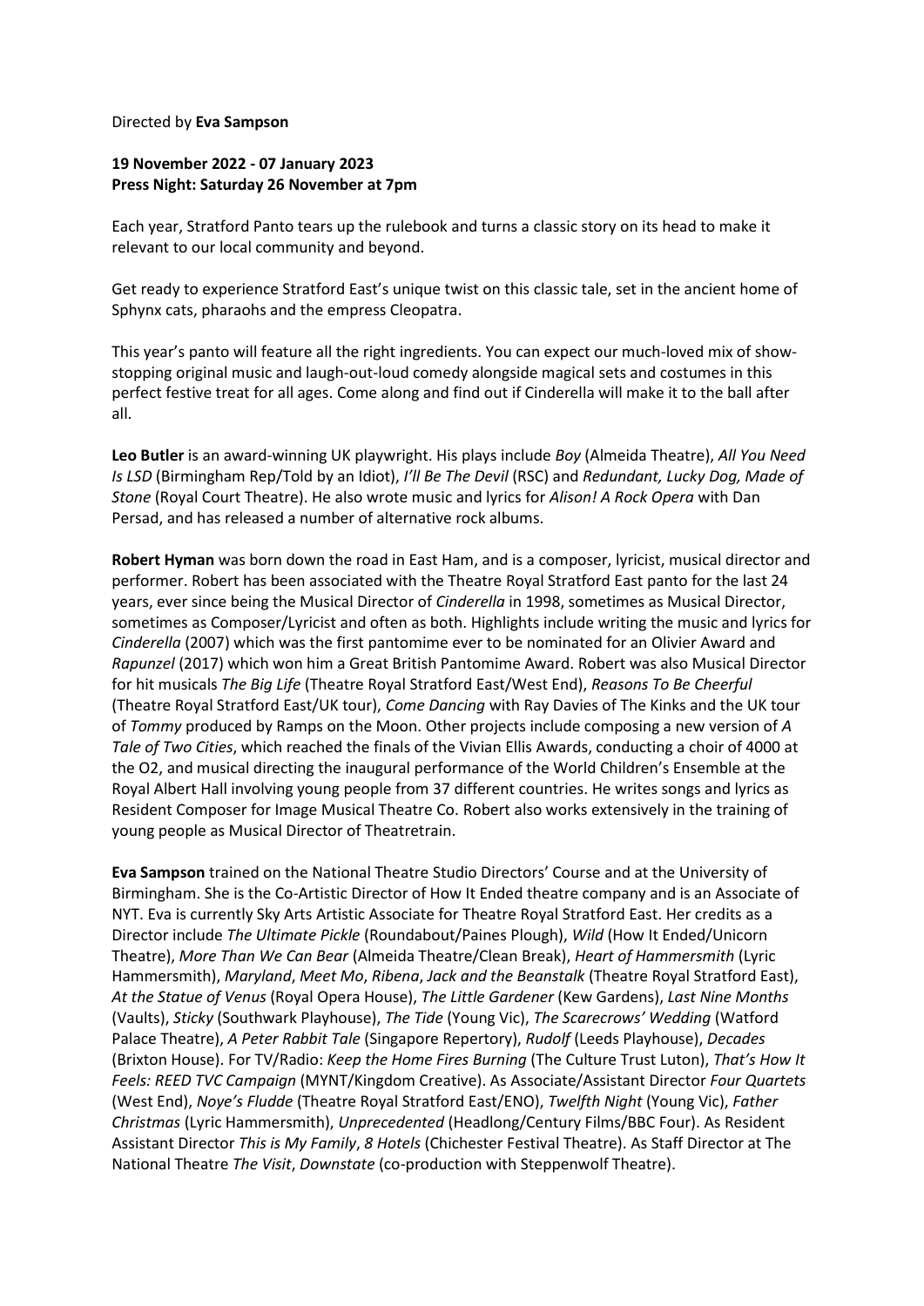Directed by **Eva Sampson**

**19 November 2022 - 07 January 2023**
**Press Night: Saturday 26 November at 7pm**

Each year, Stratford Panto tears up the rulebook and turns a classic story on its head to make it relevant to our local community and beyond.

Get ready to experience Stratford East's unique twist on this classic tale, set in the ancient home of Sphynx cats, pharaohs and the empress Cleopatra.

This year's panto will feature all the right ingredients. You can expect our much-loved mix of show-stopping original music and laugh-out-loud comedy alongside magical sets and costumes in this perfect festive treat for all ages. Come along and find out if Cinderella will make it to the ball after all.

**Leo Butler** is an award-winning UK playwright. His plays include *Boy* (Almeida Theatre), *All You Need Is LSD* (Birmingham Rep/Told by an Idiot), *I'll Be The Devil* (RSC) and *Redundant, Lucky Dog, Made of Stone* (Royal Court Theatre). He also wrote music and lyrics for *Alison! A Rock Opera* with Dan Persad, and has released a number of alternative rock albums.

**Robert Hyman** was born down the road in East Ham, and is a composer, lyricist, musical director and performer. Robert has been associated with the Theatre Royal Stratford East panto for the last 24 years, ever since being the Musical Director of *Cinderella* in 1998, sometimes as Musical Director, sometimes as Composer/Lyricist and often as both. Highlights include writing the music and lyrics for *Cinderella* (2007) which was the first pantomime ever to be nominated for an Olivier Award and *Rapunzel* (2017) which won him a Great British Pantomime Award. Robert was also Musical Director for hit musicals *The Big Life* (Theatre Royal Stratford East/West End), *Reasons To Be Cheerful* (Theatre Royal Stratford East/UK tour), *Come Dancing* with Ray Davies of The Kinks and the UK tour of *Tommy* produced by Ramps on the Moon. Other projects include composing a new version of *A Tale of Two Cities*, which reached the finals of the Vivian Ellis Awards, conducting a choir of 4000 at the O2, and musical directing the inaugural performance of the World Children's Ensemble at the Royal Albert Hall involving young people from 37 different countries. He writes songs and lyrics as Resident Composer for Image Musical Theatre Co. Robert also works extensively in the training of young people as Musical Director of Theatretrain.

**Eva Sampson** trained on the National Theatre Studio Directors' Course and at the University of Birmingham. She is the Co-Artistic Director of How It Ended theatre company and is an Associate of NYT. Eva is currently Sky Arts Artistic Associate for Theatre Royal Stratford East. Her credits as a Director include *The Ultimate Pickle* (Roundabout/Paines Plough), *Wild* (How It Ended/Unicorn Theatre), *More Than We Can Bear* (Almeida Theatre/Clean Break), *Heart of Hammersmith* (Lyric Hammersmith), *Maryland*, *Meet Mo*, *Ribena*, *Jack and the Beanstalk* (Theatre Royal Stratford East), *At the Statue of Venus* (Royal Opera House), *The Little Gardener* (Kew Gardens), *Last Nine Months* (Vaults), *Sticky* (Southwark Playhouse), *The Tide* (Young Vic), *The Scarecrows' Wedding* (Watford Palace Theatre), *A Peter Rabbit Tale* (Singapore Repertory), *Rudolf* (Leeds Playhouse), *Decades* (Brixton House). For TV/Radio: *Keep the Home Fires Burning* (The Culture Trust Luton), *That's How It Feels: REED TVC Campaign* (MYNT/Kingdom Creative). As Associate/Assistant Director *Four Quartets* (West End), *Noye's Fludde* (Theatre Royal Stratford East/ENO), *Twelfth Night* (Young Vic), *Father Christmas* (Lyric Hammersmith), *Unprecedented* (Headlong/Century Films/BBC Four). As Resident Assistant Director *This is My Family*, *8 Hotels* (Chichester Festival Theatre). As Staff Director at The National Theatre *The Visit*, *Downstate* (co-production with Steppenwolf Theatre).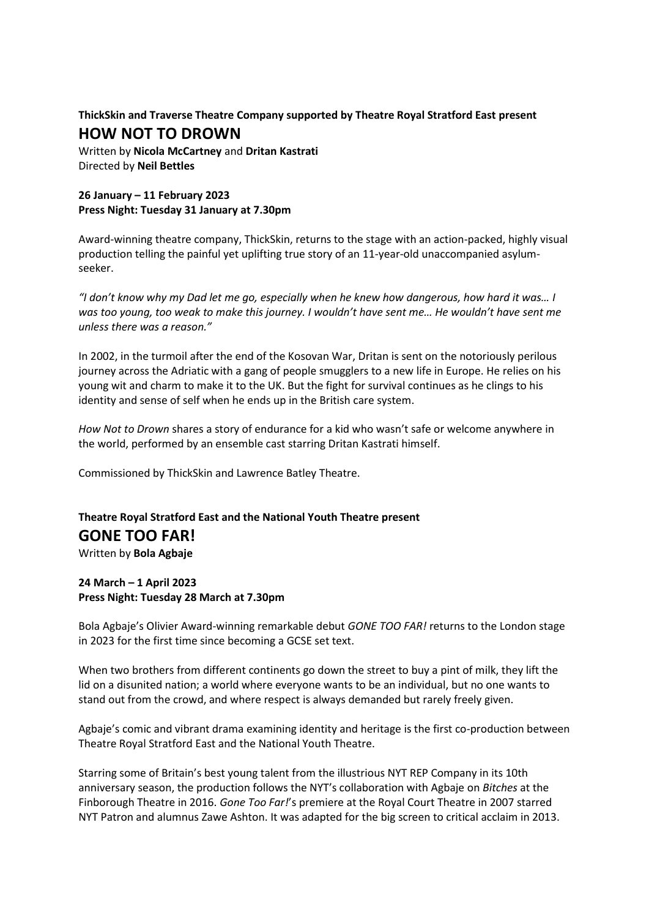**ThickSkin and Traverse Theatre Company supported by Theatre Royal Stratford East present**

## HOW NOT TO DROWN

Written by **Nicola McCartney** and **Dritan Kastrati**
Directed by **Neil Bettles**

**26 January – 11 February 2023**
**Press Night: Tuesday 31 January at 7.30pm**

Award-winning theatre company, ThickSkin, returns to the stage with an action-packed, highly visual production telling the painful yet uplifting true story of an 11-year-old unaccompanied asylum-seeker.

*"I don't know why my Dad let me go, especially when he knew how dangerous, how hard it was… I was too young, too weak to make this journey. I wouldn't have sent me… He wouldn't have sent me unless there was a reason."*

In 2002, in the turmoil after the end of the Kosovan War, Dritan is sent on the notoriously perilous journey across the Adriatic with a gang of people smugglers to a new life in Europe. He relies on his young wit and charm to make it to the UK. But the fight for survival continues as he clings to his identity and sense of self when he ends up in the British care system.

*How Not to Drown* shares a story of endurance for a kid who wasn't safe or welcome anywhere in the world, performed by an ensemble cast starring Dritan Kastrati himself.

Commissioned by ThickSkin and Lawrence Batley Theatre.

**Theatre Royal Stratford East and the National Youth Theatre present**

## GONE TOO FAR!

Written by **Bola Agbaje**

**24 March – 1 April 2023**
**Press Night: Tuesday 28 March at 7.30pm**

Bola Agbaje's Olivier Award-winning remarkable debut *GONE TOO FAR!* returns to the London stage in 2023 for the first time since becoming a GCSE set text.

When two brothers from different continents go down the street to buy a pint of milk, they lift the lid on a disunited nation; a world where everyone wants to be an individual, but no one wants to stand out from the crowd, and where respect is always demanded but rarely freely given.

Agbaje's comic and vibrant drama examining identity and heritage is the first co-production between Theatre Royal Stratford East and the National Youth Theatre.

Starring some of Britain's best young talent from the illustrious NYT REP Company in its 10th anniversary season, the production follows the NYT's collaboration with Agbaje on *Bitches* at the Finborough Theatre in 2016. *Gone Too Far!*'s premiere at the Royal Court Theatre in 2007 starred NYT Patron and alumnus Zawe Ashton. It was adapted for the big screen to critical acclaim in 2013.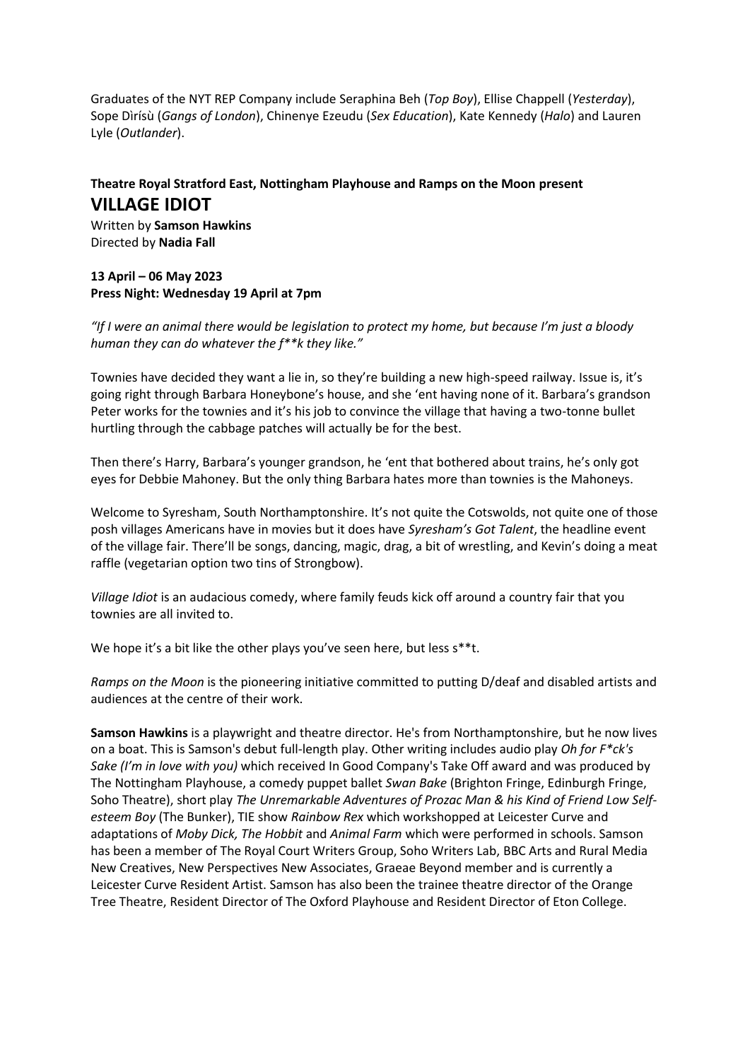Graduates of the NYT REP Company include Seraphina Beh (*Top Boy*), Ellise Chappell (*Yesterday*), Sope Dìrísù (*Gangs of London*), Chinenye Ezeudu (*Sex Education*), Kate Kennedy (*Halo*) and Lauren Lyle (*Outlander*).

**Theatre Royal Stratford East, Nottingham Playhouse and Ramps on the Moon present**

## VILLAGE IDIOT

Written by **Samson Hawkins**
Directed by **Nadia Fall**

**13 April – 06 May 2023**
**Press Night: Wednesday 19 April at 7pm**

*"If I were an animal there would be legislation to protect my home, but because I'm just a bloody human they can do whatever the f**k they like."*

Townies have decided they want a lie in, so they're building a new high-speed railway. Issue is, it's going right through Barbara Honeybone's house, and she 'ent having none of it. Barbara's grandson Peter works for the townies and it's his job to convince the village that having a two-tonne bullet hurtling through the cabbage patches will actually be for the best.

Then there's Harry, Barbara's younger grandson, he 'ent that bothered about trains, he's only got eyes for Debbie Mahoney. But the only thing Barbara hates more than townies is the Mahoneys.

Welcome to Syresham, South Northamptonshire. It's not quite the Cotswolds, not quite one of those posh villages Americans have in movies but it does have *Syresham's Got Talent*, the headline event of the village fair. There'll be songs, dancing, magic, drag, a bit of wrestling, and Kevin's doing a meat raffle (vegetarian option two tins of Strongbow).

*Village Idiot* is an audacious comedy, where family feuds kick off around a country fair that you townies are all invited to.

We hope it's a bit like the other plays you've seen here, but less s**t.

*Ramps on the Moon* is the pioneering initiative committed to putting D/deaf and disabled artists and audiences at the centre of their work.

**Samson Hawkins** is a playwright and theatre director. He's from Northamptonshire, but he now lives on a boat. This is Samson's debut full-length play. Other writing includes audio play *Oh for F*ck's Sake (I'm in love with you)* which received In Good Company's Take Off award and was produced by The Nottingham Playhouse, a comedy puppet ballet *Swan Bake* (Brighton Fringe, Edinburgh Fringe, Soho Theatre), short play *The Unremarkable Adventures of Prozac Man & his Kind of Friend Low Self-esteem Boy* (The Bunker), TIE show *Rainbow Rex* which workshopped at Leicester Curve and adaptations of *Moby Dick, The Hobbit* and *Animal Farm* which were performed in schools. Samson has been a member of The Royal Court Writers Group, Soho Writers Lab, BBC Arts and Rural Media New Creatives, New Perspectives New Associates, Graeae Beyond member and is currently a Leicester Curve Resident Artist. Samson has also been the trainee theatre director of the Orange Tree Theatre, Resident Director of The Oxford Playhouse and Resident Director of Eton College.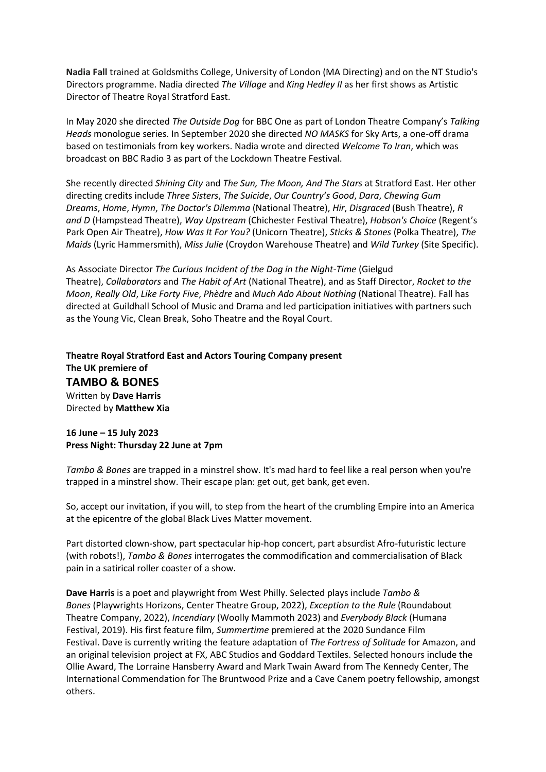**Nadia Fall** trained at Goldsmiths College, University of London (MA Directing) and on the NT Studio's Directors programme. Nadia directed *The Village* and *King Hedley II* as her first shows as Artistic Director of Theatre Royal Stratford East.

In May 2020 she directed *The Outside Dog* for BBC One as part of London Theatre Company's *Talking Heads* monologue series. In September 2020 she directed *NO MASKS* for Sky Arts, a one-off drama based on testimonials from key workers. Nadia wrote and directed *Welcome To Iran*, which was broadcast on BBC Radio 3 as part of the Lockdown Theatre Festival.

She recently directed *Shining City* and *The Sun, The Moon, And The Stars* at Stratford East. Her other directing credits include *Three Sisters*, *The Suicide*, *Our Country's Good*, *Dara*, *Chewing Gum Dreams*, *Home*, *Hymn*, *The Doctor's Dilemma* (National Theatre), *Hir*, *Disgraced* (Bush Theatre), *R and D* (Hampstead Theatre), *Way Upstream* (Chichester Festival Theatre), *Hobson's Choice* (Regent's Park Open Air Theatre), *How Was It For You?* (Unicorn Theatre), *Sticks & Stones* (Polka Theatre), *The Maids* (Lyric Hammersmith), *Miss Julie* (Croydon Warehouse Theatre) and *Wild Turkey* (Site Specific).

As Associate Director *The Curious Incident of the Dog in the Night-Time* (Gielgud Theatre), *Collaborators* and *The Habit of Art* (National Theatre), and as Staff Director, *Rocket to the Moon*, *Really Old*, *Like Forty Five*, *Phèdre* and *Much Ado About Nothing* (National Theatre). Fall has directed at Guildhall School of Music and Drama and led participation initiatives with partners such as the Young Vic, Clean Break, Soho Theatre and the Royal Court.

**Theatre Royal Stratford East and Actors Touring Company present**
**The UK premiere of**

## TAMBO & BONES

Written by **Dave Harris**
Directed by **Matthew Xia**

**16 June – 15 July 2023**
**Press Night: Thursday 22 June at 7pm**

*Tambo & Bones* are trapped in a minstrel show. It's mad hard to feel like a real person when you're trapped in a minstrel show. Their escape plan: get out, get bank, get even.

So, accept our invitation, if you will, to step from the heart of the crumbling Empire into an America at the epicentre of the global Black Lives Matter movement.

Part distorted clown-show, part spectacular hip-hop concert, part absurdist Afro-futuristic lecture (with robots!), *Tambo & Bones* interrogates the commodification and commercialisation of Black pain in a satirical roller coaster of a show.

**Dave Harris** is a poet and playwright from West Philly. Selected plays include *Tambo & Bones* (Playwrights Horizons, Center Theatre Group, 2022), *Exception to the Rule* (Roundabout Theatre Company, 2022), *Incendiary* (Woolly Mammoth 2023) and *Everybody Black* (Humana Festival, 2019). His first feature film, *Summertime* premiered at the 2020 Sundance Film Festival. Dave is currently writing the feature adaptation of *The Fortress of Solitude* for Amazon, and an original television project at FX, ABC Studios and Goddard Textiles. Selected honours include the Ollie Award, The Lorraine Hansberry Award and Mark Twain Award from The Kennedy Center, The International Commendation for The Bruntwood Prize and a Cave Canem poetry fellowship, amongst others.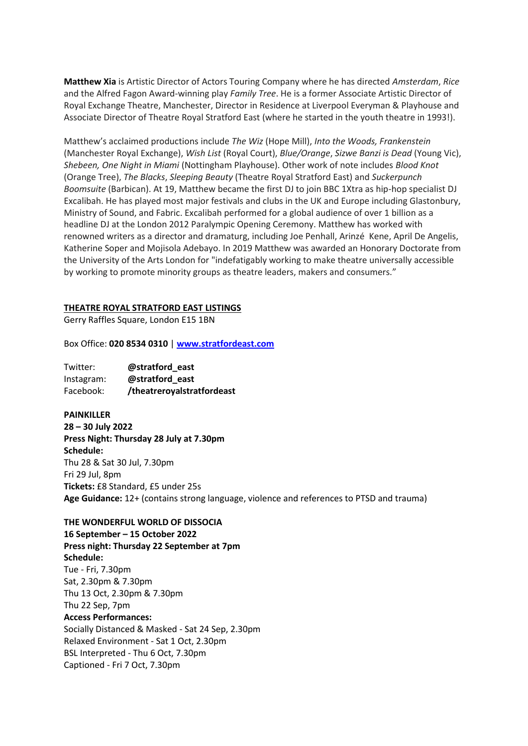**Matthew Xia** is Artistic Director of Actors Touring Company where he has directed *Amsterdam*, *Rice* and the Alfred Fagon Award-winning play *Family Tree*. He is a former Associate Artistic Director of Royal Exchange Theatre, Manchester, Director in Residence at Liverpool Everyman & Playhouse and Associate Director of Theatre Royal Stratford East (where he started in the youth theatre in 1993!).

Matthew's acclaimed productions include *The Wiz* (Hope Mill), *Into the Woods, Frankenstein* (Manchester Royal Exchange), *Wish List* (Royal Court), *Blue/Orange*, *Sizwe Banzi is Dead* (Young Vic), *Shebeen, One Night in Miami* (Nottingham Playhouse). Other work of note includes *Blood Knot* (Orange Tree), *The Blacks*, *Sleeping Beauty* (Theatre Royal Stratford East) and *Suckerpunch Boomsuite* (Barbican). At 19, Matthew became the first DJ to join BBC 1Xtra as hip-hop specialist DJ Excalibah. He has played most major festivals and clubs in the UK and Europe including Glastonbury, Ministry of Sound, and Fabric. Excalibah performed for a global audience of over 1 billion as a headline DJ at the London 2012 Paralympic Opening Ceremony. Matthew has worked with renowned writers as a director and dramaturg, including Joe Penhall, Arinzé Kene, April De Angelis, Katherine Soper and Mojisola Adebayo. In 2019 Matthew was awarded an Honorary Doctorate from the University of the Arts London for "indefatigably working to make theatre universally accessible by working to promote minority groups as theatre leaders, makers and consumers."

## THEATRE ROYAL STRATFORD EAST LISTINGS

Gerry Raffles Square, London E15 1BN

Box Office: **020 8534 0310** | **www.stratfordeast.com**

| | |
|---|---|
| Twitter: | **@stratford_east** |
| Instagram: | **@stratford_east** |
| Facebook: | **/theatreroyalstratfordeast** |

**PAINKILLER**
**28 – 30 July 2022**
**Press Night: Thursday 28 July at 7.30pm**
**Schedule:**
Thu 28 & Sat 30 Jul, 7.30pm
Fri 29 Jul, 8pm
**Tickets:** £8 Standard, £5 under 25s
**Age Guidance:** 12+ (contains strong language, violence and references to PTSD and trauma)

**THE WONDERFUL WORLD OF DISSOCIA**
**16 September – 15 October 2022**
**Press night: Thursday 22 September at 7pm**
**Schedule:**
Tue - Fri, 7.30pm
Sat, 2.30pm & 7.30pm
Thu 13 Oct, 2.30pm & 7.30pm
Thu 22 Sep, 7pm
**Access Performances:**
Socially Distanced & Masked - Sat 24 Sep, 2.30pm
Relaxed Environment - Sat 1 Oct, 2.30pm
BSL Interpreted - Thu 6 Oct, 7.30pm
Captioned - Fri 7 Oct, 7.30pm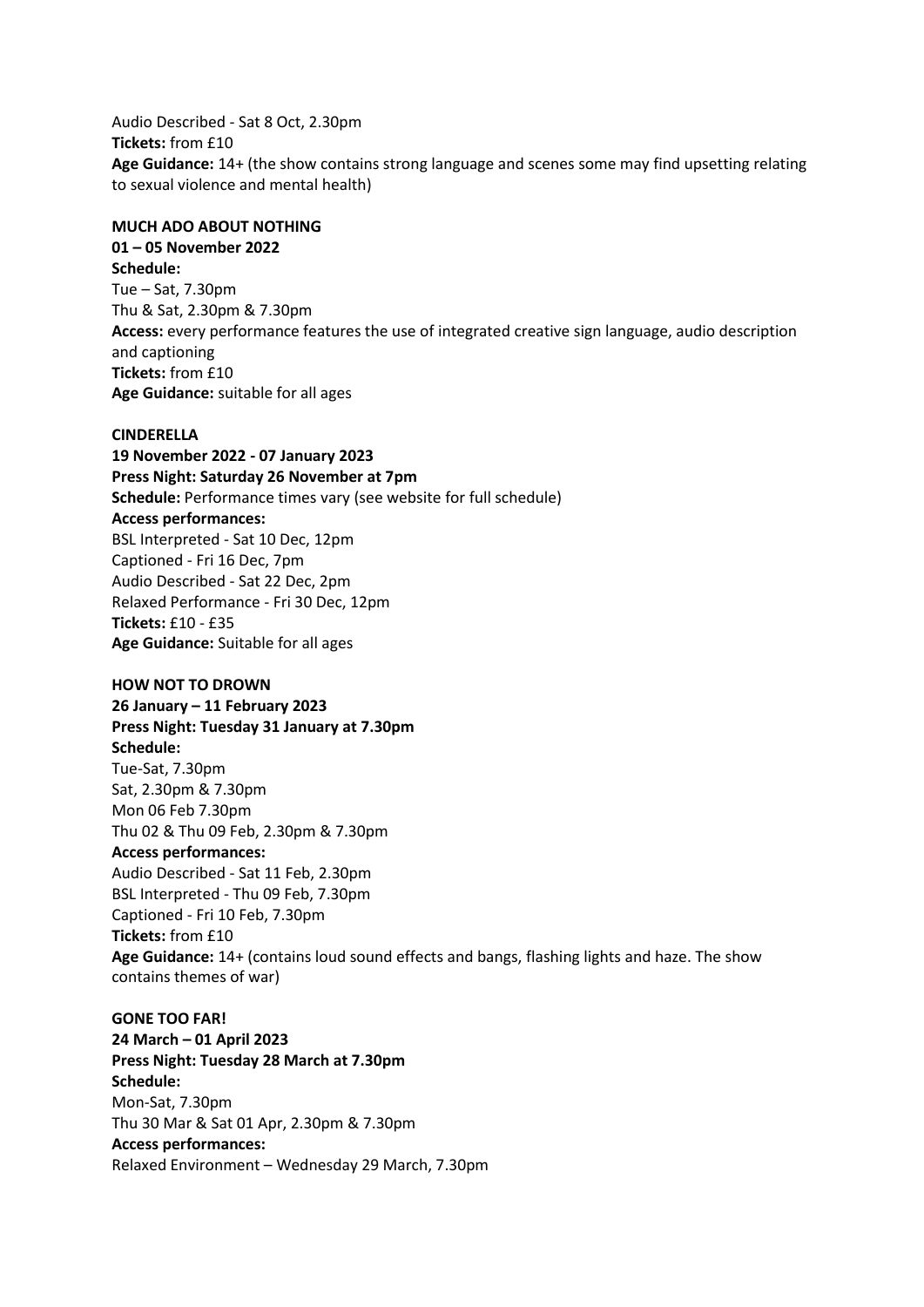Audio Described - Sat 8 Oct, 2.30pm
**Tickets:** from £10
**Age Guidance:** 14+ (the show contains strong language and scenes some may find upsetting relating to sexual violence and mental health)

**MUCH ADO ABOUT NOTHING**
**01 – 05 November 2022**
**Schedule:**
Tue – Sat, 7.30pm
Thu & Sat, 2.30pm & 7.30pm
**Access:** every performance features the use of integrated creative sign language, audio description and captioning
**Tickets:** from £10
**Age Guidance:** suitable for all ages

**CINDERELLA**
**19 November 2022 - 07 January 2023**
**Press Night: Saturday 26 November at 7pm**
**Schedule:** Performance times vary (see website for full schedule)
**Access performances:**
BSL Interpreted - Sat 10 Dec, 12pm
Captioned - Fri 16 Dec, 7pm
Audio Described - Sat 22 Dec, 2pm
Relaxed Performance - Fri 30 Dec, 12pm
**Tickets:** £10 - £35
**Age Guidance:** Suitable for all ages

**HOW NOT TO DROWN**
**26 January – 11 February 2023**
**Press Night: Tuesday 31 January at 7.30pm**
**Schedule:**
Tue-Sat, 7.30pm
Sat, 2.30pm & 7.30pm
Mon 06 Feb 7.30pm
Thu 02 & Thu 09 Feb, 2.30pm & 7.30pm
**Access performances:**
Audio Described - Sat 11 Feb, 2.30pm
BSL Interpreted - Thu 09 Feb, 7.30pm
Captioned - Fri 10 Feb, 7.30pm
**Tickets:** from £10
**Age Guidance:** 14+ (contains loud sound effects and bangs, flashing lights and haze. The show contains themes of war)

**GONE TOO FAR!**
**24 March – 01 April 2023**
**Press Night: Tuesday 28 March at 7.30pm**
**Schedule:**
Mon-Sat, 7.30pm
Thu 30 Mar & Sat 01 Apr, 2.30pm & 7.30pm
**Access performances:**
Relaxed Environment – Wednesday 29 March, 7.30pm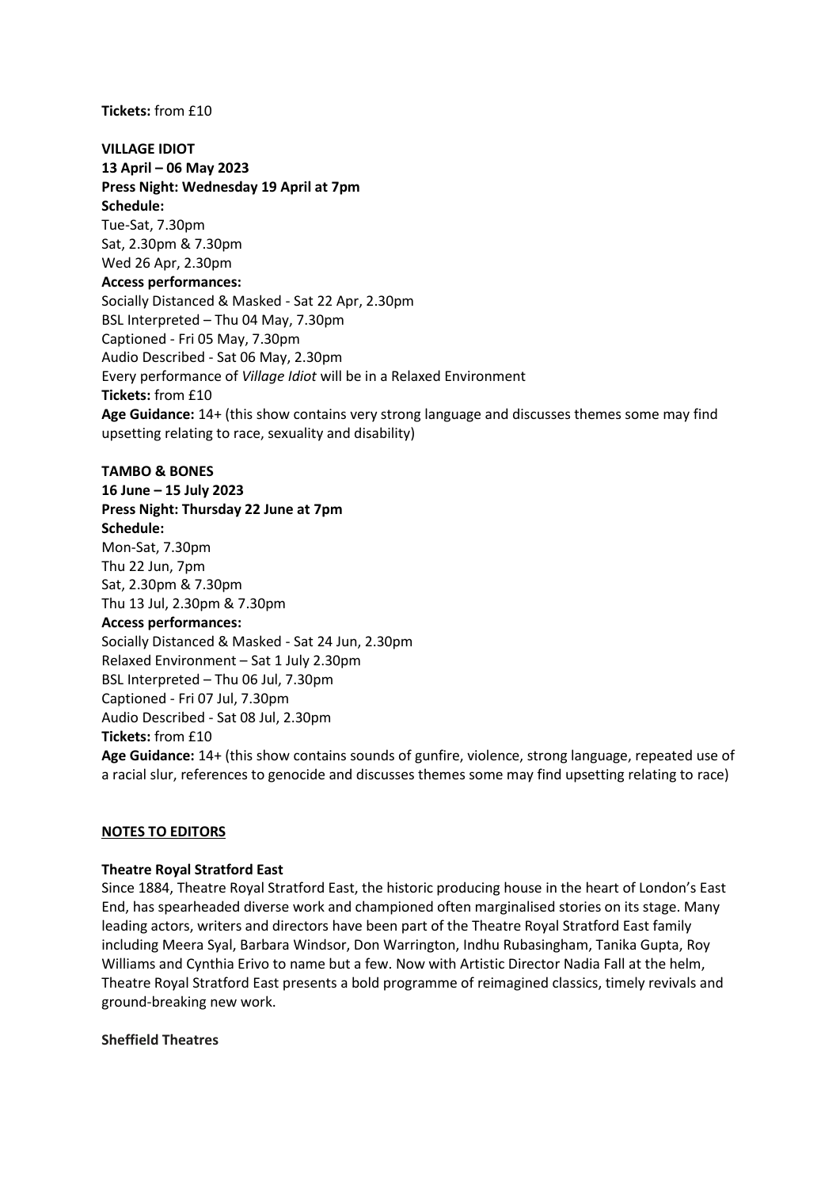**Tickets:** from £10

**VILLAGE IDIOT**
**13 April – 06 May 2023**
**Press Night: Wednesday 19 April at 7pm**
**Schedule:**
Tue-Sat, 7.30pm
Sat, 2.30pm & 7.30pm
Wed 26 Apr, 2.30pm
**Access performances:**
Socially Distanced & Masked - Sat 22 Apr, 2.30pm
BSL Interpreted – Thu 04 May, 7.30pm
Captioned - Fri 05 May, 7.30pm
Audio Described - Sat 06 May, 2.30pm
Every performance of *Village Idiot* will be in a Relaxed Environment
**Tickets:** from £10
**Age Guidance:** 14+ (this show contains very strong language and discusses themes some may find upsetting relating to race, sexuality and disability)

**TAMBO & BONES**
**16 June – 15 July 2023**
**Press Night: Thursday 22 June at 7pm**
**Schedule:**
Mon-Sat, 7.30pm
Thu 22 Jun, 7pm
Sat, 2.30pm & 7.30pm
Thu 13 Jul, 2.30pm & 7.30pm
**Access performances:**
Socially Distanced & Masked - Sat 24 Jun, 2.30pm
Relaxed Environment – Sat 1 July 2.30pm
BSL Interpreted – Thu 06 Jul, 7.30pm
Captioned - Fri 07 Jul, 7.30pm
Audio Described - Sat 08 Jul, 2.30pm
**Tickets:** from £10
**Age Guidance:** 14+ (this show contains sounds of gunfire, violence, strong language, repeated use of a racial slur, references to genocide and discusses themes some may find upsetting relating to race)

## NOTES TO EDITORS

**Theatre Royal Stratford East**

Since 1884, Theatre Royal Stratford East, the historic producing house in the heart of London's East End, has spearheaded diverse work and championed often marginalised stories on its stage. Many leading actors, writers and directors have been part of the Theatre Royal Stratford East family including Meera Syal, Barbara Windsor, Don Warrington, Indhu Rubasingham, Tanika Gupta, Roy Williams and Cynthia Erivo to name but a few. Now with Artistic Director Nadia Fall at the helm, Theatre Royal Stratford East presents a bold programme of reimagined classics, timely revivals and ground-breaking new work.

**Sheffield Theatres**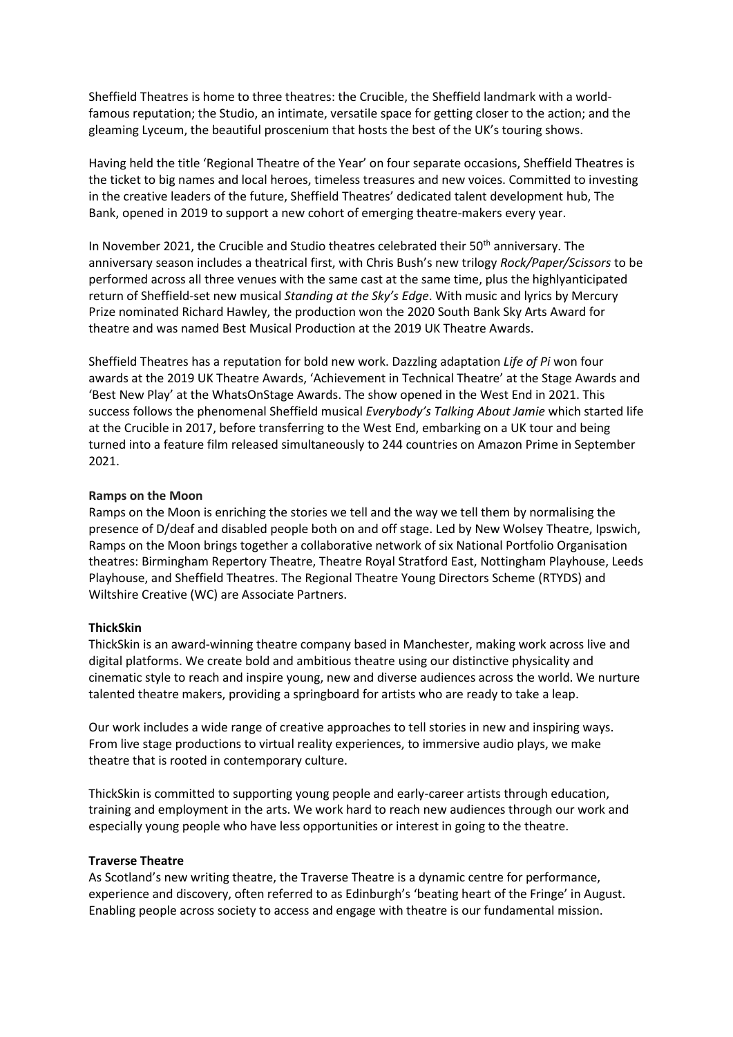Sheffield Theatres is home to three theatres: the Crucible, the Sheffield landmark with a world-famous reputation; the Studio, an intimate, versatile space for getting closer to the action; and the gleaming Lyceum, the beautiful proscenium that hosts the best of the UK's touring shows.

Having held the title 'Regional Theatre of the Year' on four separate occasions, Sheffield Theatres is the ticket to big names and local heroes, timeless treasures and new voices. Committed to investing in the creative leaders of the future, Sheffield Theatres' dedicated talent development hub, The Bank, opened in 2019 to support a new cohort of emerging theatre-makers every year.

In November 2021, the Crucible and Studio theatres celebrated their 50th anniversary. The anniversary season includes a theatrical first, with Chris Bush's new trilogy *Rock/Paper/Scissors* to be performed across all three venues with the same cast at the same time, plus the highlyanticipated return of Sheffield-set new musical *Standing at the Sky's Edge*. With music and lyrics by Mercury Prize nominated Richard Hawley, the production won the 2020 South Bank Sky Arts Award for theatre and was named Best Musical Production at the 2019 UK Theatre Awards.

Sheffield Theatres has a reputation for bold new work. Dazzling adaptation *Life of Pi* won four awards at the 2019 UK Theatre Awards, 'Achievement in Technical Theatre' at the Stage Awards and 'Best New Play' at the WhatsOnStage Awards. The show opened in the West End in 2021. This success follows the phenomenal Sheffield musical *Everybody's Talking About Jamie* which started life at the Crucible in 2017, before transferring to the West End, embarking on a UK tour and being turned into a feature film released simultaneously to 244 countries on Amazon Prime in September 2021.

**Ramps on the Moon**

Ramps on the Moon is enriching the stories we tell and the way we tell them by normalising the presence of D/deaf and disabled people both on and off stage. Led by New Wolsey Theatre, Ipswich, Ramps on the Moon brings together a collaborative network of six National Portfolio Organisation theatres: Birmingham Repertory Theatre, Theatre Royal Stratford East, Nottingham Playhouse, Leeds Playhouse, and Sheffield Theatres. The Regional Theatre Young Directors Scheme (RTYDS) and Wiltshire Creative (WC) are Associate Partners.

**ThickSkin**

ThickSkin is an award-winning theatre company based in Manchester, making work across live and digital platforms. We create bold and ambitious theatre using our distinctive physicality and cinematic style to reach and inspire young, new and diverse audiences across the world. We nurture talented theatre makers, providing a springboard for artists who are ready to take a leap.

Our work includes a wide range of creative approaches to tell stories in new and inspiring ways. From live stage productions to virtual reality experiences, to immersive audio plays, we make theatre that is rooted in contemporary culture.

ThickSkin is committed to supporting young people and early-career artists through education, training and employment in the arts. We work hard to reach new audiences through our work and especially young people who have less opportunities or interest in going to the theatre.

**Traverse Theatre**

As Scotland's new writing theatre, the Traverse Theatre is a dynamic centre for performance, experience and discovery, often referred to as Edinburgh's 'beating heart of the Fringe' in August. Enabling people across society to access and engage with theatre is our fundamental mission.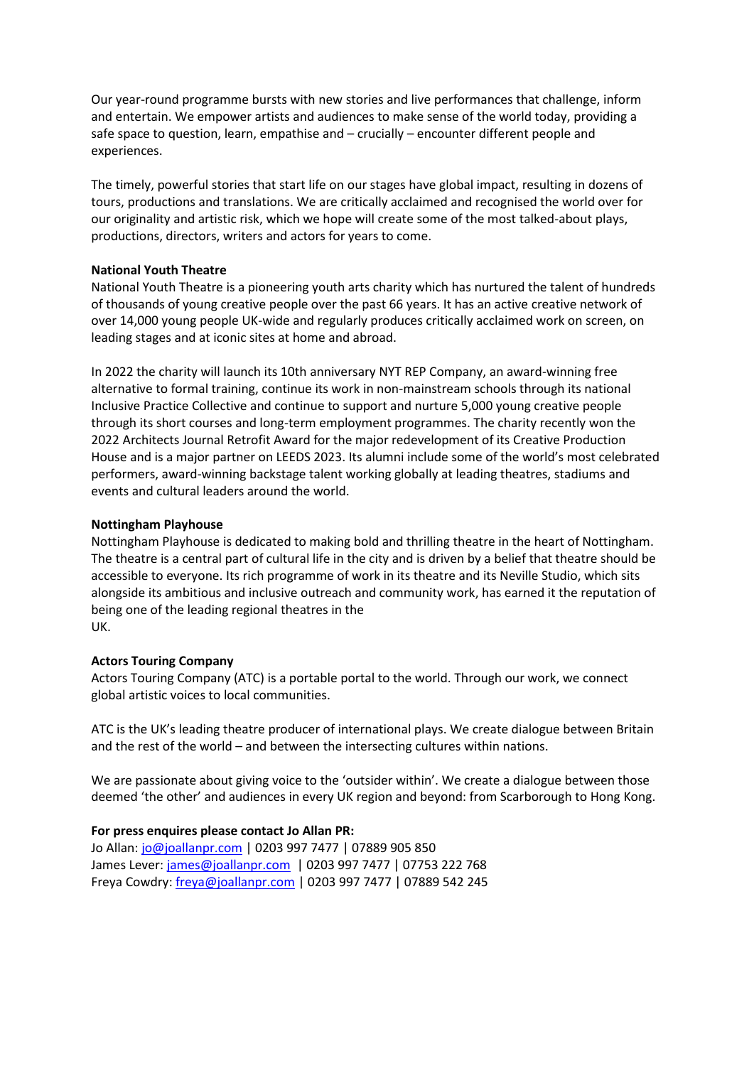Our year-round programme bursts with new stories and live performances that challenge, inform and entertain. We empower artists and audiences to make sense of the world today, providing a safe space to question, learn, empathise and – crucially – encounter different people and experiences.

The timely, powerful stories that start life on our stages have global impact, resulting in dozens of tours, productions and translations. We are critically acclaimed and recognised the world over for our originality and artistic risk, which we hope will create some of the most talked-about plays, productions, directors, writers and actors for years to come.

**National Youth Theatre**
National Youth Theatre is a pioneering youth arts charity which has nurtured the talent of hundreds of thousands of young creative people over the past 66 years. It has an active creative network of over 14,000 young people UK-wide and regularly produces critically acclaimed work on screen, on leading stages and at iconic sites at home and abroad.

In 2022 the charity will launch its 10th anniversary NYT REP Company, an award-winning free alternative to formal training, continue its work in non-mainstream schools through its national Inclusive Practice Collective and continue to support and nurture 5,000 young creative people through its short courses and long-term employment programmes. The charity recently won the 2022 Architects Journal Retrofit Award for the major redevelopment of its Creative Production House and is a major partner on LEEDS 2023. Its alumni include some of the world's most celebrated performers, award-winning backstage talent working globally at leading theatres, stadiums and events and cultural leaders around the world.

**Nottingham Playhouse**
Nottingham Playhouse is dedicated to making bold and thrilling theatre in the heart of Nottingham. The theatre is a central part of cultural life in the city and is driven by a belief that theatre should be accessible to everyone. Its rich programme of work in its theatre and its Neville Studio, which sits alongside its ambitious and inclusive outreach and community work, has earned it the reputation of being one of the leading regional theatres in the UK.

**Actors Touring Company**
Actors Touring Company (ATC) is a portable portal to the world. Through our work, we connect global artistic voices to local communities.

ATC is the UK's leading theatre producer of international plays. We create dialogue between Britain and the rest of the world – and between the intersecting cultures within nations.

We are passionate about giving voice to the 'outsider within'. We create a dialogue between those deemed 'the other' and audiences in every UK region and beyond: from Scarborough to Hong Kong.

**For press enquires please contact Jo Allan PR:**
Jo Allan: jo@joallanpr.com | 0203 997 7477 | 07889 905 850
James Lever: james@joallanpr.com | 0203 997 7477 | 07753 222 768
Freya Cowdry: freya@joallanpr.com | 0203 997 7477 | 07889 542 245